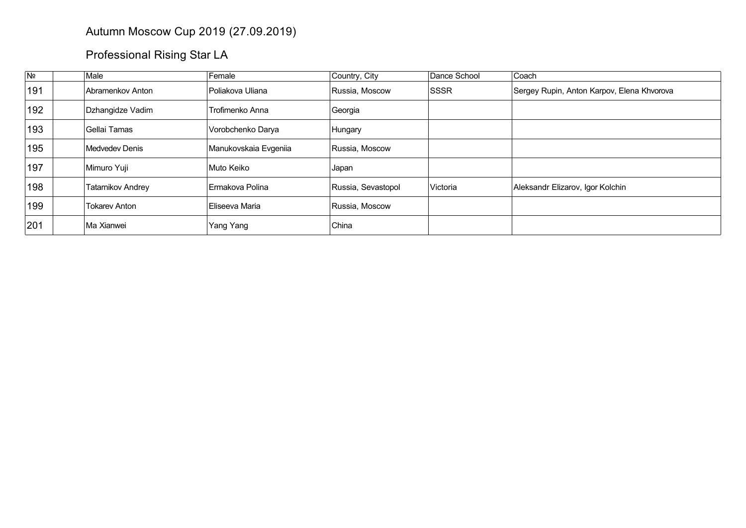# Autumn Moscow Cup 2019 (27.09.2019)

## Professional Rising Star LA

| № | | Male | Female | Country, City | Dance School | Coach |
|---|---|---|---|---|---|---|
| 191 | | Abramenkov Anton | Poliakova Uliana | Russia, Moscow | SSSR | Sergey Rupin, Anton Karpov, Elena Khvorova |
| 192 | | Dzhangidze Vadim | Trofimenko Anna | Georgia | | |
| 193 | | Gellai Tamas | Vorobchenko Darya | Hungary | | |
| 195 | | Medvedev Denis | Manukovskaia Evgeniia | Russia, Moscow | | |
| 197 | | Mimuro Yuji | Muto Keiko | Japan | | |
| 198 | | Tatarnikov Andrey | Ermakova Polina | Russia, Sevastopol | Victoria | Aleksandr Elizarov, Igor Kolchin |
| 199 | | Tokarev Anton | Eliseeva Maria | Russia, Moscow | | |
| 201 | | Ma Xianwei | Yang Yang | China | | |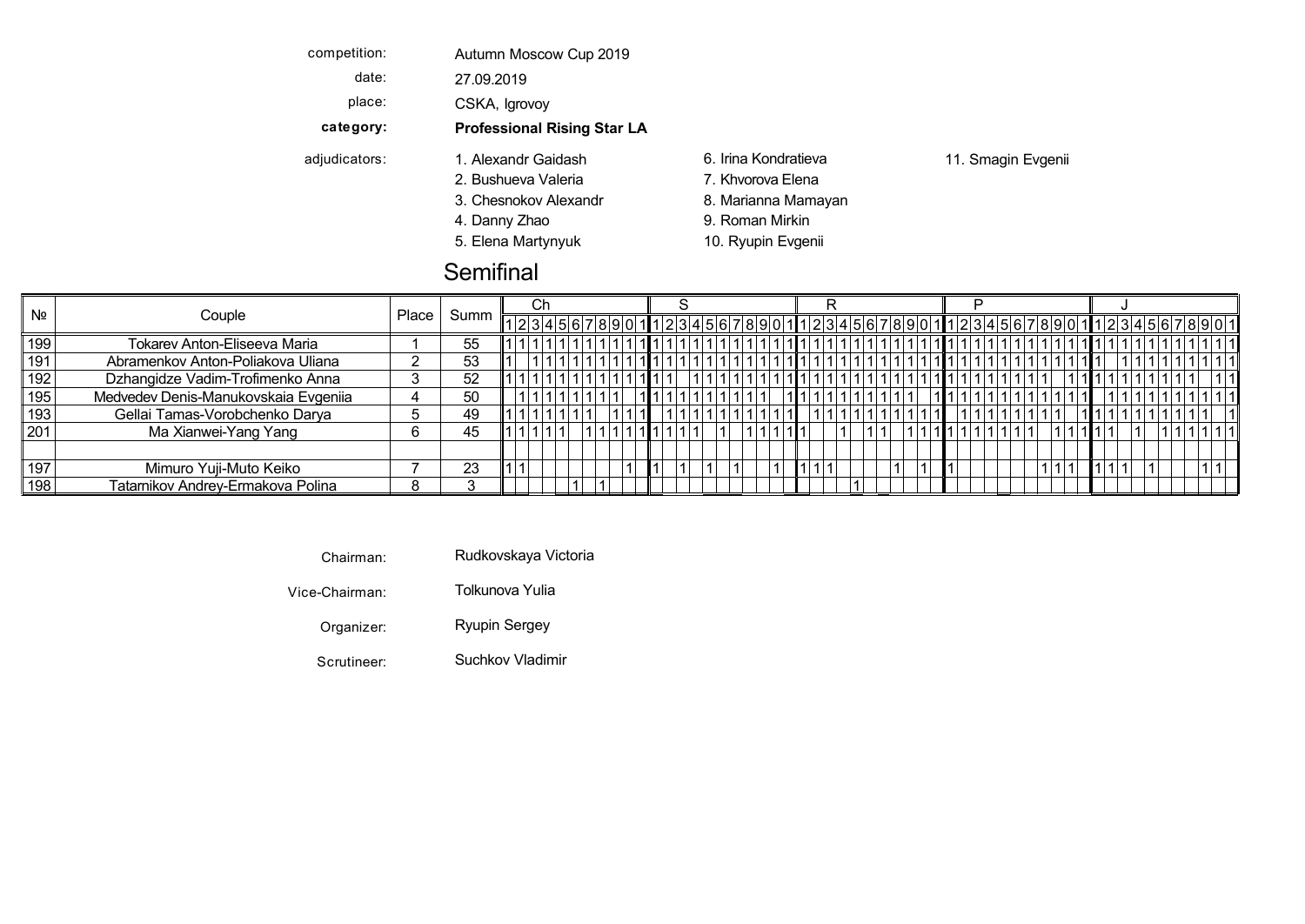competition: Autumn Moscow Cup 2019

date: 27.09.2019

place: CSKA, Igrovoy

**category:** **Professional Rising Star LA**

adjudicators:
1. Alexandr Gaidash
2. Bushueva Valeria
3. Chesnokov Alexandr
4. Danny Zhao
5. Elena Martynyuk
6. Irina Kondratieva
7. Khvorova Elena
8. Marianna Mamayan
9. Roman Mirkin
10. Ryupin Evgenii
11. Smagin Evgenii

## Semifinal

| № | Couple | Place | Summ | Ch | | | | | | | | | | | S | | | | | | | | | | | R | | | | | | | | | | | P | | | | | | | | | | | J | | | | | | | | | | |
|---|---|---|---|---|---|---|---|---|---|---|---|---|---|---|---|---|---|---|---|---|---|---|---|---|---|---|---|---|---|---|---|---|---|---|---|---|---|---|---|---|---|---|---|---|---|---|---|---|---|---|---|---|---|---|---|---|---|---|
| | | | | 1 | 2 | 3 | 4 | 5 | 6 | 7 | 8 | 9 | 0 | 1 | 1 | 2 | 3 | 4 | 5 | 6 | 7 | 8 | 9 | 0 | 1 | 1 | 2 | 3 | 4 | 5 | 6 | 7 | 8 | 9 | 0 | 1 | 1 | 2 | 3 | 4 | 5 | 6 | 7 | 8 | 9 | 0 | 1 | 1 | 2 | 3 | 4 | 5 | 6 | 7 | 8 | 9 | 0 | 1 |
| 199 | Tokarev Anton-Eliseeva Maria | 1 | 55 | 1 | 1 | 1 | 1 | 1 | 1 | 1 | 1 | 1 | 1 | 1 | 1 | 1 | 1 | 1 | 1 | 1 | 1 | 1 | 1 | 1 | 1 | 1 | 1 | 1 | 1 | 1 | 1 | 1 | 1 | 1 | 1 | 1 | 1 | 1 | 1 | 1 | 1 | 1 | 1 | 1 | 1 | 1 | 1 | 1 | 1 | 1 | 1 | 1 | 1 | 1 | 1 | 1 | 1 | 1 |
| 191 | Abramenkov Anton-Poliakova Uliana | 2 | 53 | 1 | | 1 | 1 | 1 | 1 | 1 | 1 | 1 | 1 | 1 | 1 | 1 | 1 | 1 | 1 | 1 | 1 | 1 | 1 | 1 | 1 | 1 | 1 | 1 | 1 | 1 | 1 | 1 | 1 | 1 | 1 | 1 | 1 | 1 | 1 | 1 | 1 | 1 | 1 | 1 | 1 | 1 | 1 | 1 | | 1 | 1 | 1 | 1 | 1 | 1 | 1 | 1 | 1 |
| 192 | Dzhangidze Vadim-Trofimenko Anna | 3 | 52 | 1 | 1 | 1 | 1 | 1 | 1 | 1 | 1 | 1 | 1 | 1 | 1 | 1 | | 1 | 1 | 1 | 1 | 1 | 1 | 1 | 1 | 1 | 1 | 1 | 1 | 1 | 1 | 1 | 1 | 1 | 1 | 1 | 1 | 1 | 1 | 1 | 1 | 1 | 1 | 1 | | 1 | 1 | 1 | 1 | 1 | 1 | 1 | 1 | 1 | 1 | 1 | | 1 |
| 195 | Medvedev Denis-Manukovskaia Evgeniia | 4 | 50 | | 1 | 1 | 1 | 1 | 1 | 1 | 1 | 1 | | 1 | 1 | 1 | 1 | 1 | 1 | 1 | 1 | 1 | 1 | | 1 | 1 | 1 | 1 | 1 | 1 | 1 | 1 | 1 | 1 | | 1 | 1 | 1 | 1 | 1 | 1 | 1 | 1 | 1 | 1 | 1 | 1 | | 1 | 1 | 1 | 1 | 1 | 1 | 1 | 1 | 1 | 1 |
| 193 | Gellai Tamas-Vorobchenko Darya | 5 | 49 | 1 | 1 | 1 | 1 | 1 | 1 | 1 | | 1 | 1 | 1 | | 1 | 1 | 1 | 1 | 1 | 1 | 1 | 1 | 1 | 1 | | 1 | 1 | 1 | 1 | 1 | 1 | 1 | 1 | 1 | 1 | | 1 | 1 | 1 | 1 | 1 | 1 | 1 | 1 | | 1 | 1 | 1 | 1 | 1 | 1 | 1 | 1 | 1 | 1 | | 1 |
| 201 | Ma Xianwei-Yang Yang | 6 | 45 | 1 | 1 | 1 | 1 | 1 | | 1 | 1 | 1 | 1 | 1 | 1 | 1 | 1 | 1 | | 1 | | 1 | 1 | 1 | 1 | 1 | | | 1 | | 1 | 1 | | 1 | 1 | 1 | 1 | 1 | 1 | 1 | 1 | 1 | 1 | | 1 | 1 | 1 | 1 | 1 | | | 1 | 1 | 1 | 1 | 1 | 1 | 1 |
| 197 | Mimuro Yuji-Muto Keiko | 7 | 23 | 1 | 1 | | | | | | | | 1 | | 1 | | 1 | | 1 | | 1 | | | 1 | | 1 | 1 | 1 | | | | | 1 | | 1 | | 1 | | | | | | | 1 | 1 | 1 | | 1 | 1 | 1 | | 1 | | | | 1 | 1 | |
| 198 | Tatarnikov Andrey-Ermakova Polina | 8 | 3 | | | | | | 1 | | 1 | | | | | | | | | | | | | | | | | | | 1 | | | | | | | | | | | | | | | | | | | | | | | | | | | | |

Chairman: Rudkovskaya Victoria

Vice-Chairman: Tolkunova Yulia

Organizer: Ryupin Sergey

Scrutineer: Suchkov Vladimir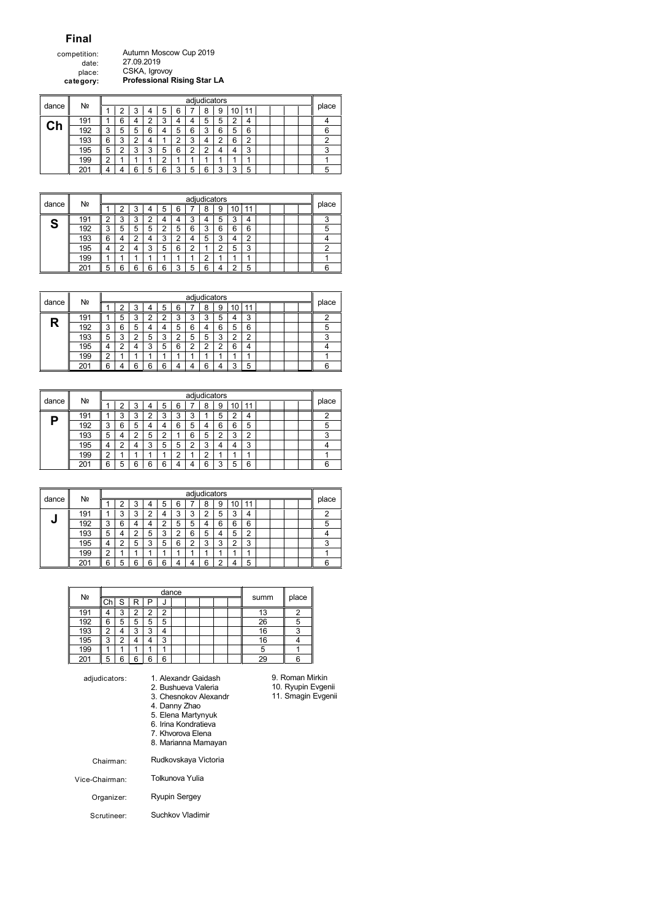## Final

competition: Autumn Moscow Cup 2019
date: 27.09.2019
place: CSKA, Igrovoy
**category: Professional Rising Star LA**

| dance | № | 1 | 2 | 3 | 4 | 5 | 6 | 7 | 8 | 9 | 10 | 11 | place |
|---|---|---|---|---|---|---|---|---|---|---|---|---|---|
| **Ch** | 191 | 1 | 6 | 4 | 2 | 3 | 4 | 4 | 5 | 5 | 2 | 4 | 4 |
| | 192 | 3 | 5 | 5 | 6 | 4 | 5 | 6 | 3 | 6 | 5 | 6 | 6 |
| | 193 | 6 | 3 | 2 | 4 | 1 | 2 | 3 | 4 | 2 | 6 | 2 | 2 |
| | 195 | 5 | 2 | 3 | 3 | 5 | 6 | 2 | 2 | 4 | 4 | 3 | 3 |
| | 199 | 2 | 1 | 1 | 1 | 2 | 1 | 1 | 1 | 1 | 1 | 1 | 1 |
| | 201 | 4 | 4 | 6 | 5 | 6 | 3 | 5 | 6 | 3 | 3 | 5 | 5 |

| dance | № | 1 | 2 | 3 | 4 | 5 | 6 | 7 | 8 | 9 | 10 | 11 | place |
|---|---|---|---|---|---|---|---|---|---|---|---|---|---|
| **S** | 191 | 2 | 3 | 3 | 2 | 4 | 4 | 3 | 4 | 5 | 3 | 4 | 3 |
| | 192 | 3 | 5 | 5 | 5 | 2 | 5 | 6 | 3 | 6 | 6 | 6 | 5 |
| | 193 | 6 | 4 | 2 | 4 | 3 | 2 | 4 | 5 | 3 | 4 | 2 | 4 |
| | 195 | 4 | 2 | 4 | 3 | 5 | 6 | 2 | 1 | 2 | 5 | 3 | 2 |
| | 199 | 1 | 1 | 1 | 1 | 1 | 1 | 1 | 2 | 1 | 1 | 1 | 1 |
| | 201 | 5 | 6 | 6 | 6 | 6 | 3 | 5 | 6 | 4 | 2 | 5 | 6 |

| dance | № | 1 | 2 | 3 | 4 | 5 | 6 | 7 | 8 | 9 | 10 | 11 | place |
|---|---|---|---|---|---|---|---|---|---|---|---|---|---|
| **R** | 191 | 1 | 5 | 3 | 2 | 2 | 3 | 3 | 3 | 5 | 4 | 3 | 2 |
| | 192 | 3 | 6 | 5 | 4 | 4 | 5 | 6 | 4 | 6 | 5 | 6 | 5 |
| | 193 | 5 | 3 | 2 | 5 | 3 | 2 | 5 | 5 | 3 | 2 | 2 | 3 |
| | 195 | 4 | 2 | 4 | 3 | 5 | 6 | 2 | 2 | 2 | 6 | 4 | 4 |
| | 199 | 2 | 1 | 1 | 1 | 1 | 1 | 1 | 1 | 1 | 1 | 1 | 1 |
| | 201 | 6 | 4 | 6 | 6 | 6 | 4 | 4 | 6 | 4 | 3 | 5 | 6 |

| dance | № | 1 | 2 | 3 | 4 | 5 | 6 | 7 | 8 | 9 | 10 | 11 | place |
|---|---|---|---|---|---|---|---|---|---|---|---|---|---|
| **P** | 191 | 1 | 3 | 3 | 2 | 3 | 3 | 3 | 1 | 5 | 2 | 4 | 2 |
| | 192 | 3 | 6 | 5 | 4 | 4 | 6 | 5 | 4 | 6 | 6 | 5 | 5 |
| | 193 | 5 | 4 | 2 | 5 | 2 | 1 | 6 | 5 | 2 | 3 | 2 | 3 |
| | 195 | 4 | 2 | 4 | 3 | 5 | 5 | 2 | 3 | 4 | 4 | 3 | 4 |
| | 199 | 2 | 1 | 1 | 1 | 1 | 2 | 1 | 2 | 1 | 1 | 1 | 1 |
| | 201 | 6 | 5 | 6 | 6 | 6 | 4 | 4 | 6 | 3 | 5 | 6 | 6 |

| dance | № | 1 | 2 | 3 | 4 | 5 | 6 | 7 | 8 | 9 | 10 | 11 | place |
|---|---|---|---|---|---|---|---|---|---|---|---|---|---|
| **J** | 191 | 1 | 3 | 3 | 2 | 4 | 3 | 3 | 2 | 5 | 3 | 4 | 2 |
| | 192 | 3 | 6 | 4 | 4 | 2 | 5 | 5 | 4 | 6 | 6 | 6 | 5 |
| | 193 | 5 | 4 | 2 | 5 | 3 | 2 | 6 | 5 | 4 | 5 | 2 | 4 |
| | 195 | 4 | 2 | 5 | 3 | 5 | 6 | 2 | 3 | 3 | 2 | 3 | 3 |
| | 199 | 2 | 1 | 1 | 1 | 1 | 1 | 1 | 1 | 1 | 1 | 1 | 1 |
| | 201 | 6 | 5 | 6 | 6 | 6 | 4 | 4 | 6 | 2 | 4 | 5 | 6 |

| № | Ch | S | R | P | J | summ | place |
|---|---|---|---|---|---|---|---|
| 191 | 4 | 3 | 2 | 2 | 2 | 13 | 2 |
| 192 | 6 | 5 | 5 | 5 | 5 | 26 | 5 |
| 193 | 2 | 4 | 3 | 3 | 4 | 16 | 3 |
| 195 | 3 | 2 | 4 | 4 | 3 | 16 | 4 |
| 199 | 1 | 1 | 1 | 1 | 1 | 5 | 1 |
| 201 | 5 | 6 | 6 | 6 | 6 | 29 | 6 |

adjudicators:
1. Alexandr Gaidash
2. Bushueva Valeria
3. Chesnokov Alexandr
4. Danny Zhao
5. Elena Martynyuk
6. Irina Kondratieva
7. Khvorova Elena
8. Marianna Mamayan
9. Roman Mirkin
10. Ryupin Evgenii
11. Smagin Evgenii

Chairman: Rudkovskaya Victoria

Vice-Chairman: Tolkunova Yulia

Organizer: Ryupin Sergey

Scrutineer: Suchkov Vladimir